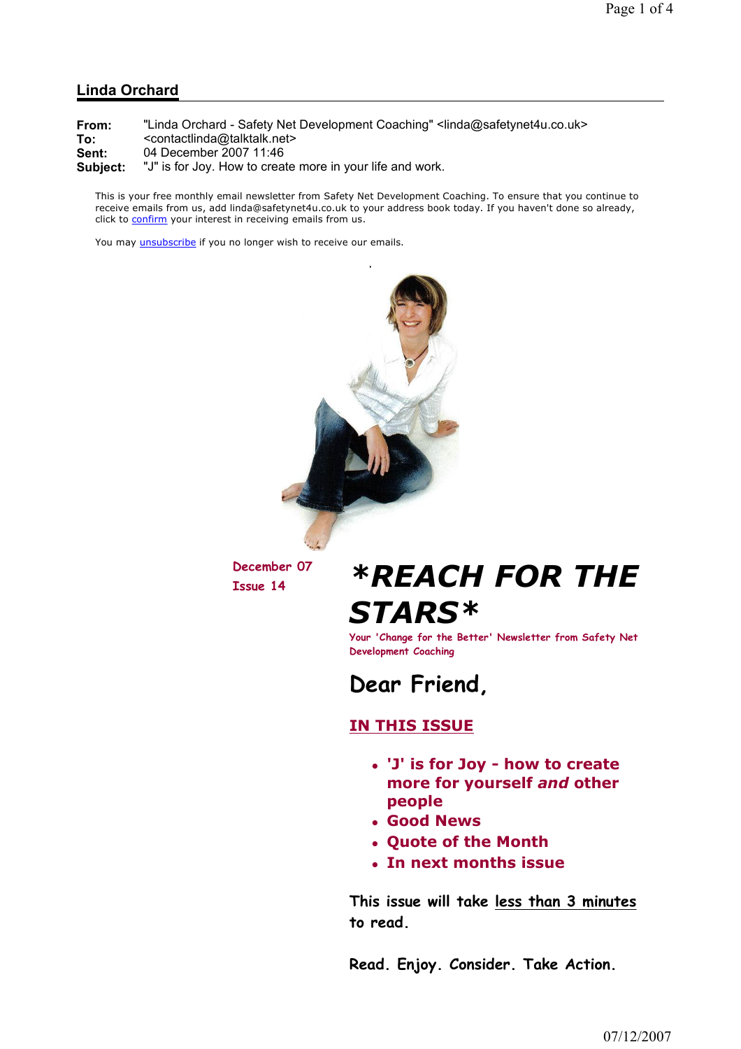## Linda Orchard

**From:** "Linda Orchard - Safety Net Development Coaching" <linda@safetynet4u.co.uk>
**To:** <contactlinda@talktalk.net>
**Sent:** 04 December 2007 11:46
**Subject:** "J" is for Joy. How to create more in your life and work.

This is your free monthly email newsletter from Safety Net Development Coaching. To ensure that you continue to receive emails from us, add linda@safetynet4u.co.uk to your address book today. If you haven't done so already, click to confirm your interest in receiving emails from us.

You may unsubscribe if you no longer wish to receive our emails.

December 07
Issue 14

# *REACH FOR THE STARS*

Your 'Change for the Better' Newsletter from Safety Net Development Coaching

## Dear Friend,

### IN THIS ISSUE

- **'J' is for Joy - how to create more for yourself *and* other people**
- **Good News**
- **Quote of the Month**
- **In next months issue**

This issue will take less than 3 minutes to read.

**Read. Enjoy. Consider. Take Action.**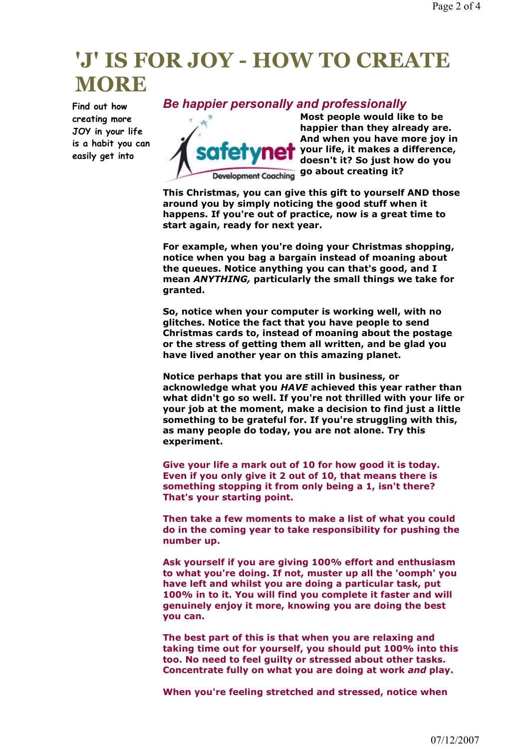# 'J' IS FOR JOY - HOW TO CREATE MORE

Find out how creating more JOY in your life is a habit you can easily get into

## *Be happier personally and professionally*

**Most people would like to be happier than they already are. And when you have more joy in your life, it makes a difference, doesn't it? So just how do you go about creating it?**

**This Christmas, you can give this gift to yourself AND those around you by simply noticing the good stuff when it happens. If you're out of practice, now is a great time to start again, ready for next year.**

**For example, when you're doing your Christmas shopping, notice when you bag a bargain instead of moaning about the queues. Notice anything you can that's good, and I mean *ANYTHING,* particularly the small things we take for granted.**

**So, notice when your computer is working well, with no glitches. Notice the fact that you have people to send Christmas cards to, instead of moaning about the postage or the stress of getting them all written, and be glad you have lived another year on this amazing planet.**

**Notice perhaps that you are still in business, or acknowledge what you *HAVE* achieved this year rather than what didn't go so well. If you're not thrilled with your life or your job at the moment, make a decision to find just a little something to be grateful for. If you're struggling with this, as many people do today, you are not alone. Try this experiment.**

**Give your life a mark out of 10 for how good it is today. Even if you only give it 2 out of 10, that means there is something stopping it from only being a 1, isn't there? That's your starting point.**

**Then take a few moments to make a list of what you could do in the coming year to take responsibility for pushing the number up.**

**Ask yourself if you are giving 100% effort and enthusiasm to what you're doing. If not, muster up all the 'oomph' you have left and whilst you are doing a particular task, put 100% in to it. You will find you complete it faster and will genuinely enjoy it more, knowing you are doing the best you can.**

**The best part of this is that when you are relaxing and taking time out for yourself, you should put 100% into this too. No need to feel guilty or stressed about other tasks. Concentrate fully on what you are doing at work *and* play.**

**When you're feeling stretched and stressed, notice when**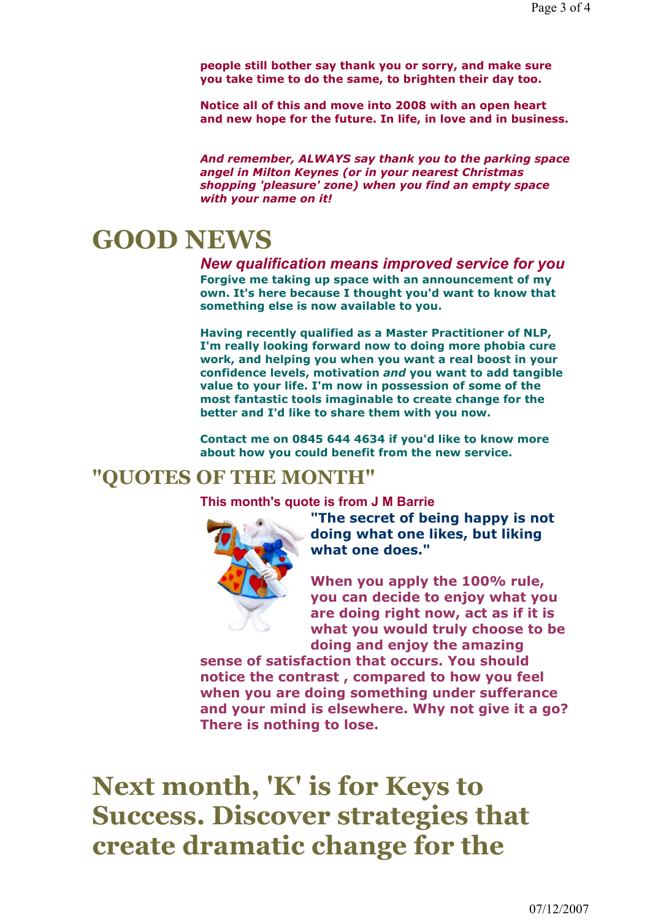**people still bother say thank you or sorry, and make sure you take time to do the same, to brighten their day too.**

**Notice all of this and move into 2008 with an open heart and new hope for the future. In life, in love and in business.**

***And remember, ALWAYS say thank you to the parking space angel in Milton Keynes (or in your nearest Christmas shopping 'pleasure' zone) when you find an empty space with your name on it!***

# GOOD NEWS

***New qualification means improved service for you***

**Forgive me taking up space with an announcement of my own. It's here because I thought you'd want to know that something else is now available to you.**

**Having recently qualified as a Master Practitioner of NLP, I'm really looking forward now to doing more phobia cure work, and helping you when you want a real boost in your confidence levels, motivation *and* you want to add tangible value to your life. I'm now in possession of some of the most fantastic tools imaginable to create change for the better and I'd like to share them with you now.**

**Contact me on 0845 644 4634 if you'd like to know more about how you could benefit from the new service.**

## "QUOTES OF THE MONTH"

**This month's quote is from J M Barrie**

**"The secret of being happy is not doing what one likes, but liking what one does."**

**When you apply the 100% rule, you can decide to enjoy what you are doing right now, act as if it is what you would truly choose to be doing and enjoy the amazing sense of satisfaction that occurs. You should notice the contrast , compared to how you feel when you are doing something under sufferance and your mind is elsewhere. Why not give it a go? There is nothing to lose.**

# Next month, 'K' is for Keys to Success. Discover strategies that create dramatic change for the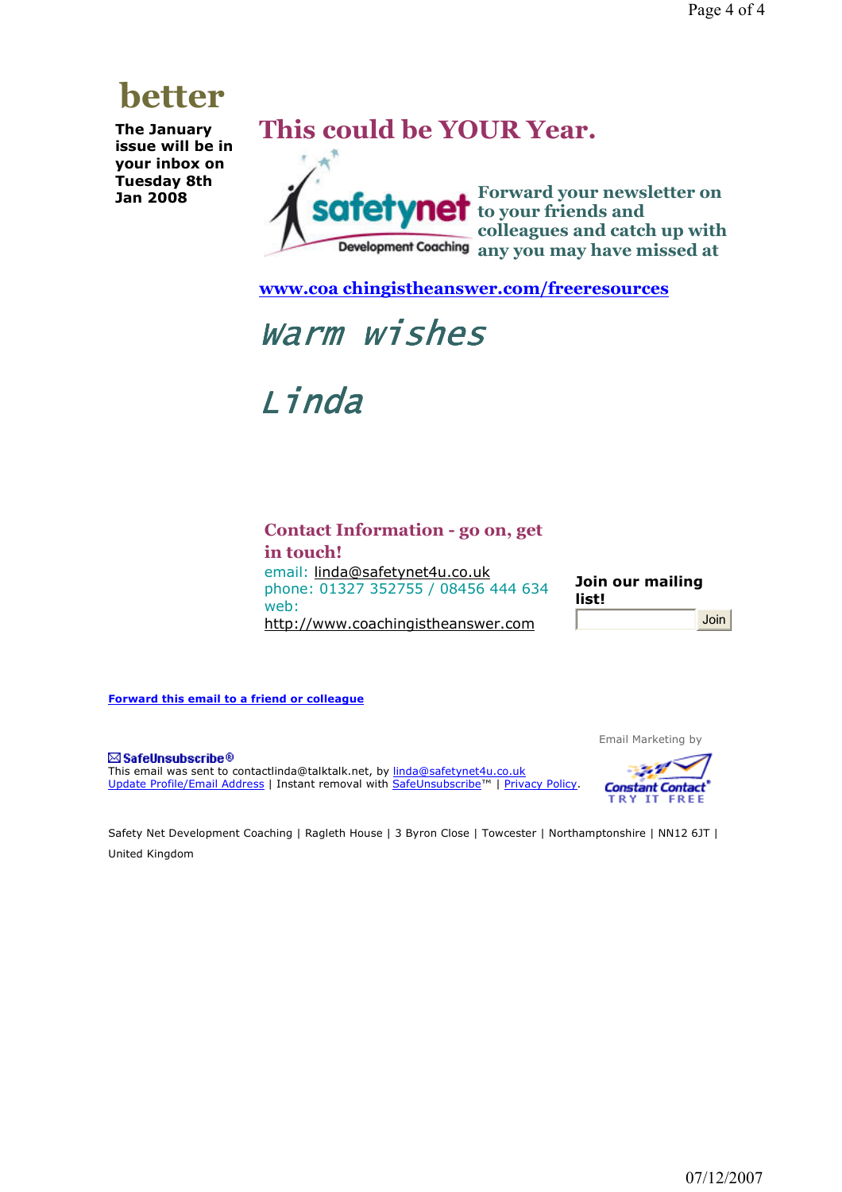# better

**The January issue will be in your inbox on Tuesday 8th Jan 2008**

## This could be YOUR Year.

safetynet Development Coaching

**Forward your newsletter on to your friends and colleagues and catch up with any you may have missed at**

**www.coa chingistheanswer.com/freeresources**

*Warm wishes*

*Linda*

**Contact Information - go on, get in touch!**

email: linda@safetynet4u.co.uk
phone: 01327 352755 / 08456 444 634
web: http://www.coachingistheanswer.com

**Join our mailing list!**

Join

**Forward this email to a friend or colleague**

**SafeUnsubscribe®**
This email was sent to contactlinda@talktalk.net, by linda@safetynet4u.co.uk
Update Profile/Email Address | Instant removal with SafeUnsubscribe™ | Privacy Policy.

Email Marketing by Constant Contact TRY IT FREE

Safety Net Development Coaching | Ragleth House | 3 Byron Close | Towcester | Northamptonshire | NN12 6JT | United Kingdom